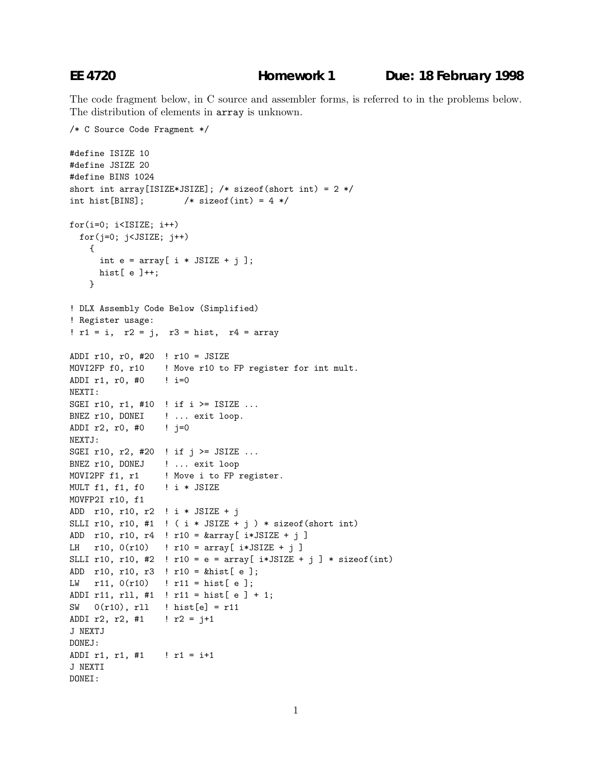**EE 4720** **Homework 1** **Due: 18 February 1998**

The code fragment below, in C source and assembler forms, is referred to in the problems below. The distribution of elements in `array` is unknown.

```
/* C Source Code Fragment */

#define ISIZE 10
#define JSIZE 20
#define BINS 1024
short int array[ISIZE*JSIZE]; /* sizeof(short int) = 2 */
int hist[BINS];        /* sizeof(int) = 4 */

for(i=0; i<ISIZE; i++)
  for(j=0; j<JSIZE; j++)
    {
      int e = array[ i * JSIZE + j ];
      hist[ e ]++;
    }

! DLX Assembly Code Below (Simplified)
! Register usage:
! r1 = i,  r2 = j,  r3 = hist,  r4 = array

ADDI r10, r0, #20  ! r10 = JSIZE
MOVI2FP f0, r10    ! Move r10 to FP register for int mult.
ADDI r1, r0, #0    ! i=0
NEXTI:
SGEI r10, r1, #10  ! if i >= ISIZE ...
BNEZ r10, DONEI    ! ... exit loop.
ADDI r2, r0, #0    ! j=0
NEXTJ:
SGEI r10, r2, #20  ! if j >= JSIZE ...
BNEZ r10, DONEJ    ! ... exit loop
MOVI2PF f1, r1     ! Move i to FP register.
MULT f1, f1, f0    ! i * JSIZE
MOVFP2I r10, f1
ADD  r10, r10, r2  ! i * JSIZE + j
SLLI r10, r10, #1  ! ( i * JSIZE + j ) * sizeof(short int)
ADD  r10, r10, r4  ! r10 = &array[ i*JSIZE + j ]
LH   r10, 0(r10)   ! r10 = array[ i*JSIZE + j ]
SLLI r10, r10, #2  ! r10 = e = array[ i*JSIZE + j ] * sizeof(int)
ADD  r10, r10, r3  ! r10 = &hist[ e ];
LW   r11, 0(r10)   ! r11 = hist[ e ];
ADDI r11, rll, #1  ! r11 = hist[ e ] + 1;
SW   0(r10), rll   ! hist[e] = r11
ADDI r2, r2, #1    ! r2 = j+1
J NEXTJ
DONEJ:
ADDI r1, r1, #1    ! r1 = i+1
J NEXTI
DONEI:
```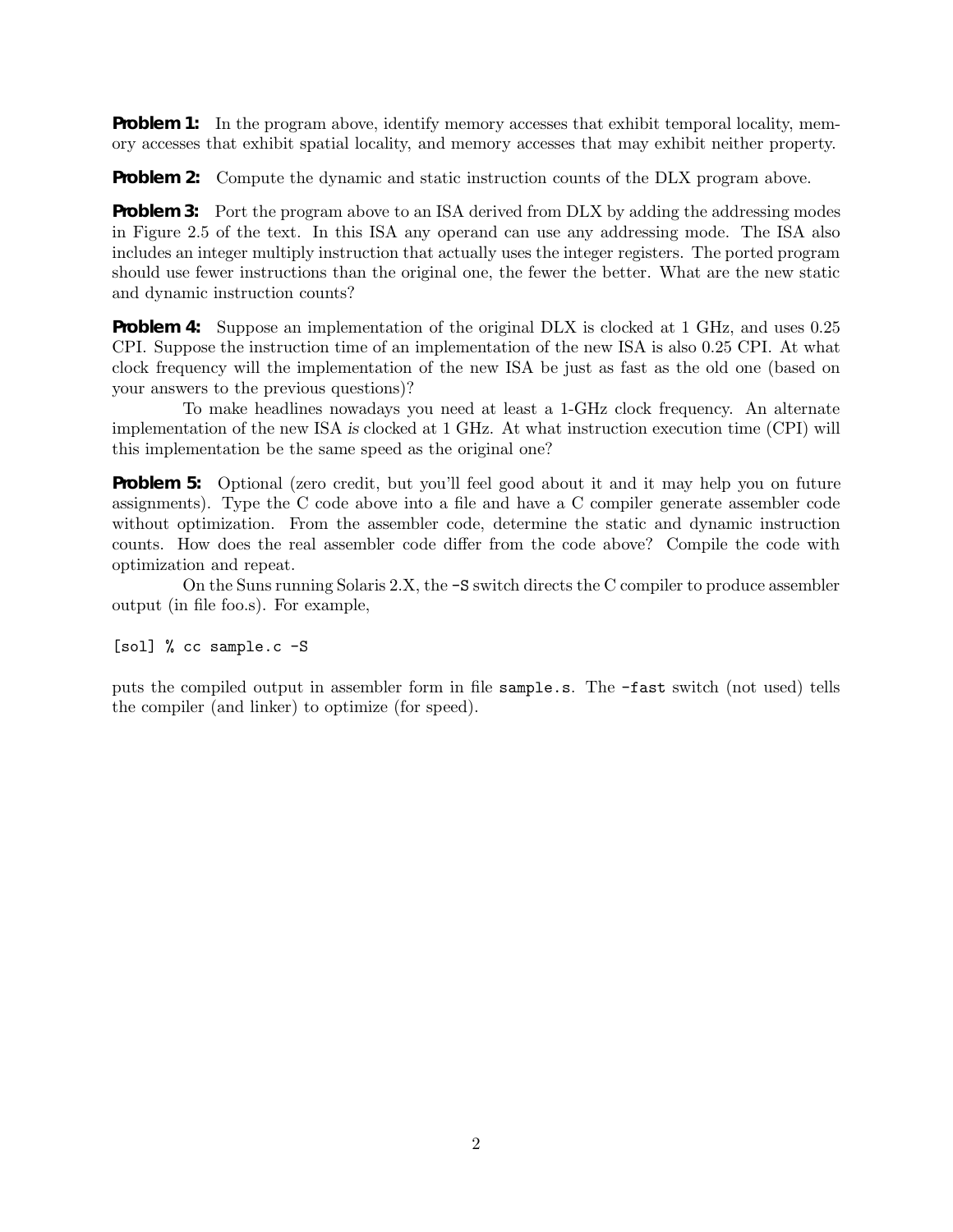**Problem 1:** In the program above, identify memory accesses that exhibit temporal locality, memory accesses that exhibit spatial locality, and memory accesses that may exhibit neither property.

**Problem 2:** Compute the dynamic and static instruction counts of the DLX program above.

**Problem 3:** Port the program above to an ISA derived from DLX by adding the addressing modes in Figure 2.5 of the text. In this ISA any operand can use any addressing mode. The ISA also includes an integer multiply instruction that actually uses the integer registers. The ported program should use fewer instructions than the original one, the fewer the better. What are the new static and dynamic instruction counts?

**Problem 4:** Suppose an implementation of the original DLX is clocked at 1 GHz, and uses 0.25 CPI. Suppose the instruction time of an implementation of the new ISA is also 0.25 CPI. At what clock frequency will the implementation of the new ISA be just as fast as the old one (based on your answers to the previous questions)?

To make headlines nowadays you need at least a 1-GHz clock frequency. An alternate implementation of the new ISA *is* clocked at 1 GHz. At what instruction execution time (CPI) will this implementation be the same speed as the original one?

**Problem 5:** Optional (zero credit, but you'll feel good about it and it may help you on future assignments). Type the C code above into a file and have a C compiler generate assembler code without optimization. From the assembler code, determine the static and dynamic instruction counts. How does the real assembler code differ from the code above? Compile the code with optimization and repeat.

On the Suns running Solaris 2.X, the `-S` switch directs the C compiler to produce assembler output (in file foo.s). For example,

```
[sol] % cc sample.c -S
```

puts the compiled output in assembler form in file `sample.s`. The `-fast` switch (not used) tells the compiler (and linker) to optimize (for speed).